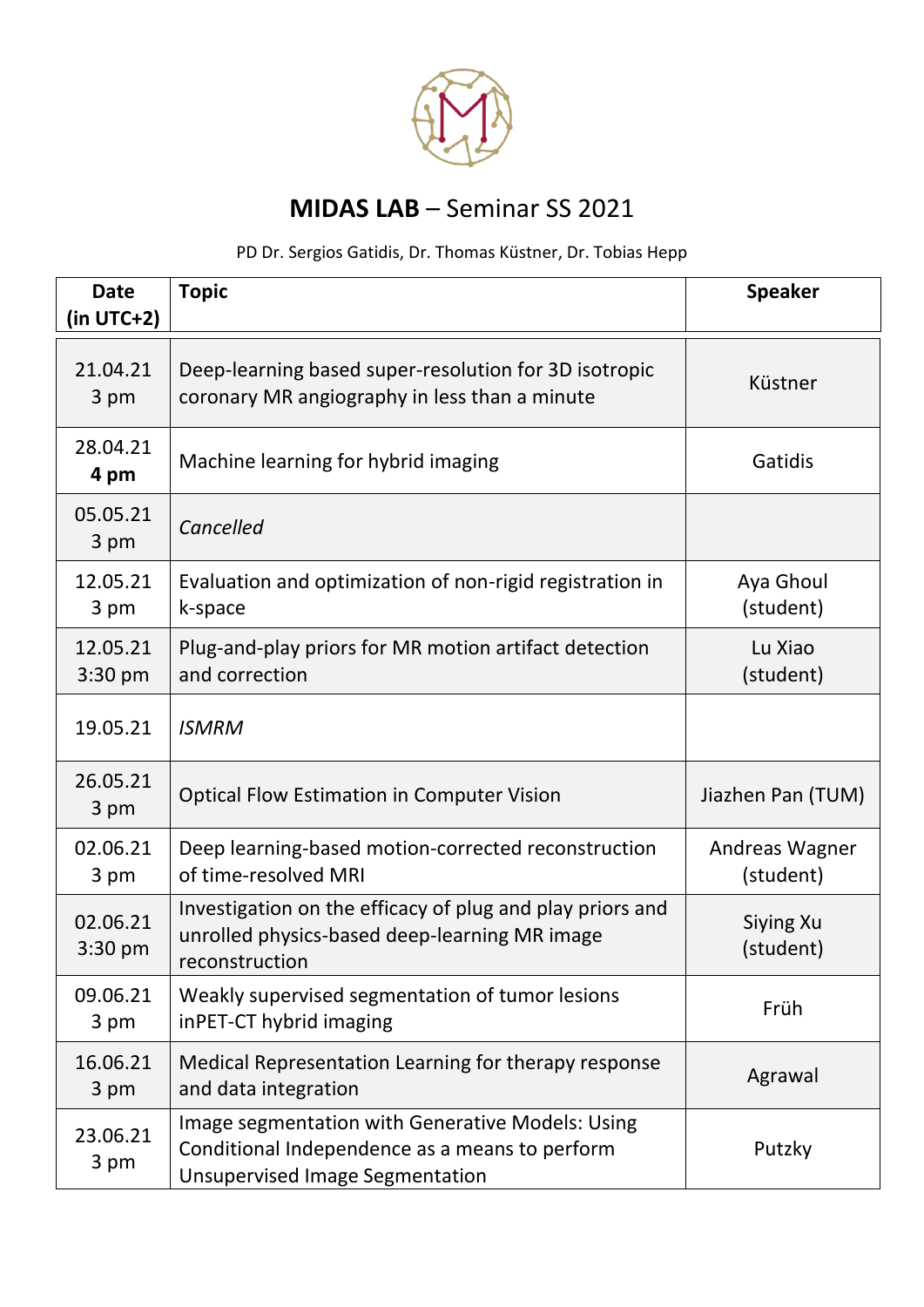# **MIDAS LAB** – Seminar SS 2021

PD Dr. Sergios Gatidis, Dr. Thomas Küstner, Dr. Tobias Hepp

| **Date (in UTC+2)** | **Topic** | **Speaker** |
|---|---|---|
| 21.04.21 3 pm | Deep-learning based super-resolution for 3D isotropic coronary MR angiography in less than a minute | Küstner |
| 28.04.21 **4 pm** | Machine learning for hybrid imaging | Gatidis |
| 05.05.21 3 pm | *Cancelled* | |
| 12.05.21 3 pm | Evaluation and optimization of non-rigid registration in k-space | Aya Ghoul (student) |
| 12.05.21 3:30 pm | Plug-and-play priors for MR motion artifact detection and correction | Lu Xiao (student) |
| 19.05.21 | *ISMRM* | |
| 26.05.21 3 pm | Optical Flow Estimation in Computer Vision | Jiazhen Pan (TUM) |
| 02.06.21 3 pm | Deep learning-based motion-corrected reconstruction of time-resolved MRI | Andreas Wagner (student) |
| 02.06.21 3:30 pm | Investigation on the efficacy of plug and play priors and unrolled physics-based deep-learning MR image reconstruction | Siying Xu (student) |
| 09.06.21 3 pm | Weakly supervised segmentation of tumor lesions inPET-CT hybrid imaging | Früh |
| 16.06.21 3 pm | Medical Representation Learning for therapy response and data integration | Agrawal |
| 23.06.21 3 pm | Image segmentation with Generative Models: Using Conditional Independence as a means to perform Unsupervised Image Segmentation | Putzky |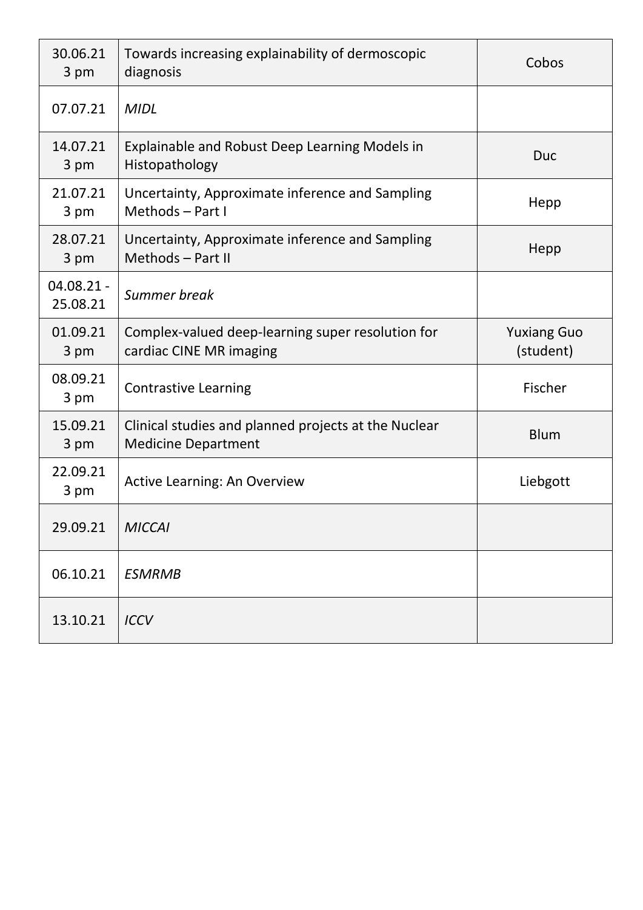| | | |
|---|---|---|
| 30.06.21 3 pm | Towards increasing explainability of dermoscopic diagnosis | Cobos |
| 07.07.21 | *MIDL* | |
| 14.07.21 3 pm | Explainable and Robust Deep Learning Models in Histopathology | Duc |
| 21.07.21 3 pm | Uncertainty, Approximate inference and Sampling Methods – Part I | Hepp |
| 28.07.21 3 pm | Uncertainty, Approximate inference and Sampling Methods – Part II | Hepp |
| 04.08.21 - 25.08.21 | *Summer break* | |
| 01.09.21 3 pm | Complex-valued deep-learning super resolution for cardiac CINE MR imaging | Yuxiang Guo (student) |
| 08.09.21 3 pm | Contrastive Learning | Fischer |
| 15.09.21 3 pm | Clinical studies and planned projects at the Nuclear Medicine Department | Blum |
| 22.09.21 3 pm | Active Learning: An Overview | Liebgott |
| 29.09.21 | *MICCAI* | |
| 06.10.21 | *ESMRMB* | |
| 13.10.21 | *ICCV* | |